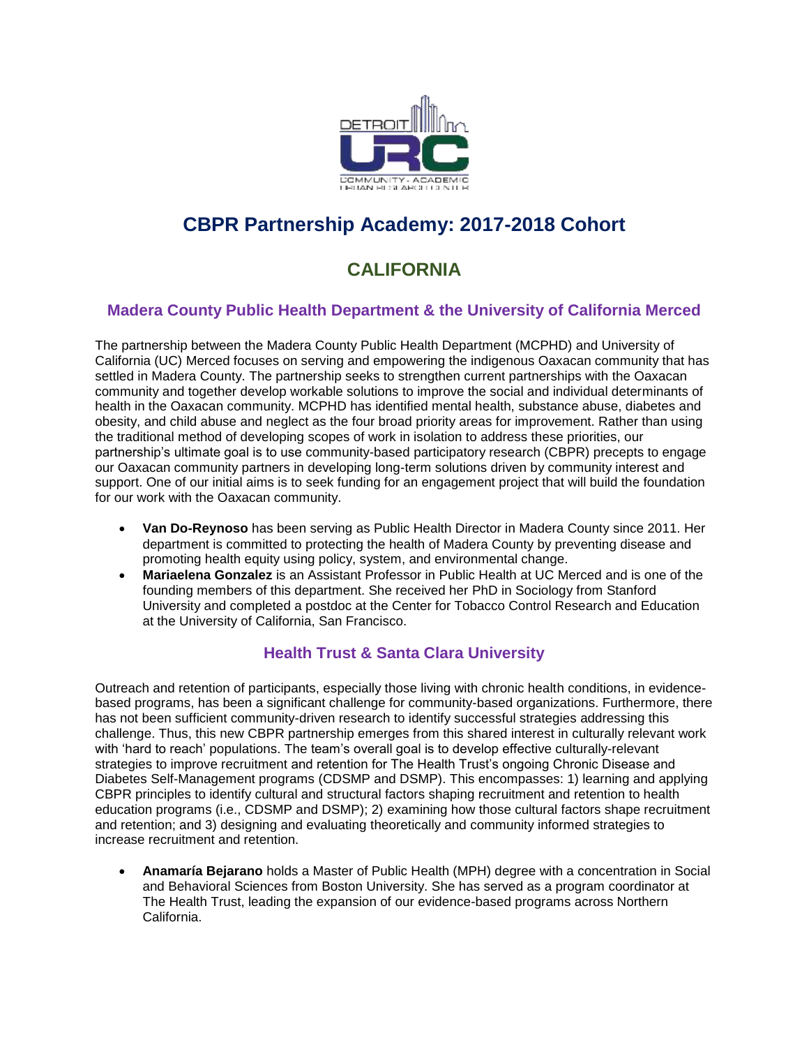# CBPR Partnership Academy: 2017-2018 Cohort

## CALIFORNIA

### Madera County Public Health Department & the University of California Merced

The partnership between the Madera County Public Health Department (MCPHD) and University of California (UC) Merced focuses on serving and empowering the indigenous Oaxacan community that has settled in Madera County. The partnership seeks to strengthen current partnerships with the Oaxacan community and together develop workable solutions to improve the social and individual determinants of health in the Oaxacan community. MCPHD has identified mental health, substance abuse, diabetes and obesity, and child abuse and neglect as the four broad priority areas for improvement. Rather than using the traditional method of developing scopes of work in isolation to address these priorities, our partnership's ultimate goal is to use community-based participatory research (CBPR) precepts to engage our Oaxacan community partners in developing long-term solutions driven by community interest and support. One of our initial aims is to seek funding for an engagement project that will build the foundation for our work with the Oaxacan community.

- **Van Do-Reynoso** has been serving as Public Health Director in Madera County since 2011. Her department is committed to protecting the health of Madera County by preventing disease and promoting health equity using policy, system, and environmental change.
- **Mariaelena Gonzalez** is an Assistant Professor in Public Health at UC Merced and is one of the founding members of this department. She received her PhD in Sociology from Stanford University and completed a postdoc at the Center for Tobacco Control Research and Education at the University of California, San Francisco.

### Health Trust & Santa Clara University

Outreach and retention of participants, especially those living with chronic health conditions, in evidence-based programs, has been a significant challenge for community-based organizations. Furthermore, there has not been sufficient community-driven research to identify successful strategies addressing this challenge. Thus, this new CBPR partnership emerges from this shared interest in culturally relevant work with 'hard to reach' populations. The team's overall goal is to develop effective culturally-relevant strategies to improve recruitment and retention for The Health Trust's ongoing Chronic Disease and Diabetes Self-Management programs (CDSMP and DSMP). This encompasses: 1) learning and applying CBPR principles to identify cultural and structural factors shaping recruitment and retention to health education programs (i.e., CDSMP and DSMP); 2) examining how those cultural factors shape recruitment and retention; and 3) designing and evaluating theoretically and community informed strategies to increase recruitment and retention.

- **Anamaría Bejarano** holds a Master of Public Health (MPH) degree with a concentration in Social and Behavioral Sciences from Boston University. She has served as a program coordinator at The Health Trust, leading the expansion of our evidence-based programs across Northern California.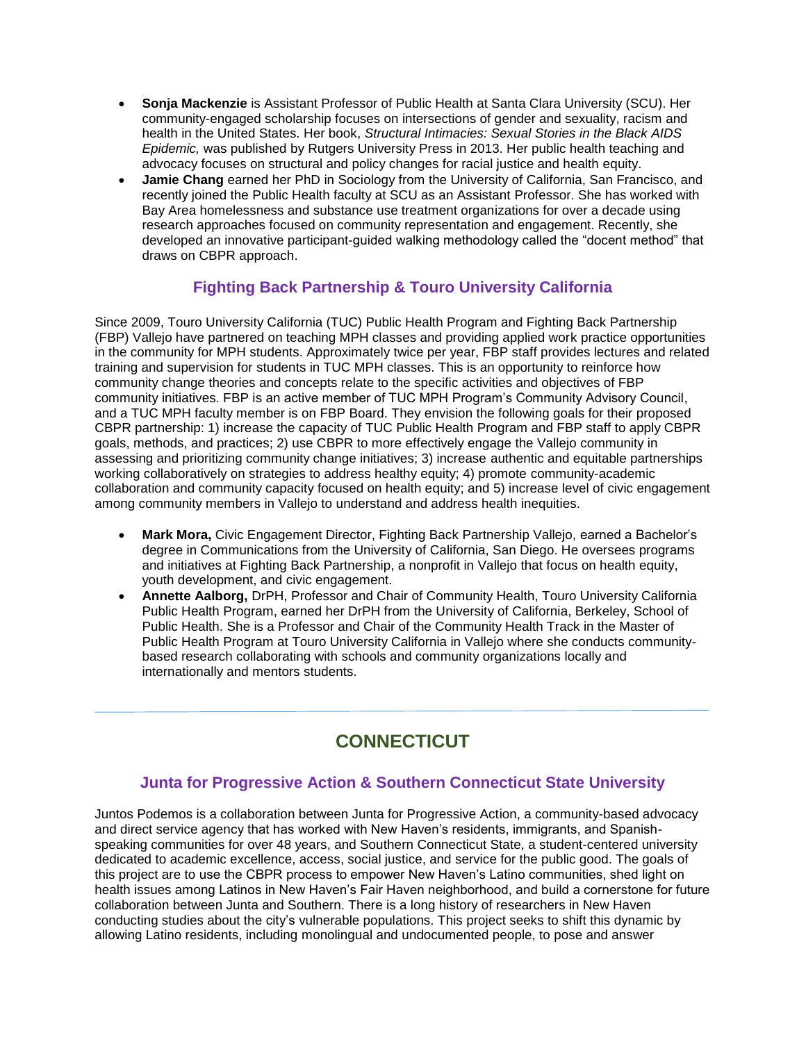- **Sonja Mackenzie** is Assistant Professor of Public Health at Santa Clara University (SCU). Her community-engaged scholarship focuses on intersections of gender and sexuality, racism and health in the United States. Her book, *Structural Intimacies: Sexual Stories in the Black AIDS Epidemic,* was published by Rutgers University Press in 2013. Her public health teaching and advocacy focuses on structural and policy changes for racial justice and health equity.
- **Jamie Chang** earned her PhD in Sociology from the University of California, San Francisco, and recently joined the Public Health faculty at SCU as an Assistant Professor. She has worked with Bay Area homelessness and substance use treatment organizations for over a decade using research approaches focused on community representation and engagement. Recently, she developed an innovative participant-guided walking methodology called the "docent method" that draws on CBPR approach.

### Fighting Back Partnership & Touro University California

Since 2009, Touro University California (TUC) Public Health Program and Fighting Back Partnership (FBP) Vallejo have partnered on teaching MPH classes and providing applied work practice opportunities in the community for MPH students. Approximately twice per year, FBP staff provides lectures and related training and supervision for students in TUC MPH classes. This is an opportunity to reinforce how community change theories and concepts relate to the specific activities and objectives of FBP community initiatives. FBP is an active member of TUC MPH Program's Community Advisory Council, and a TUC MPH faculty member is on FBP Board. They envision the following goals for their proposed CBPR partnership: 1) increase the capacity of TUC Public Health Program and FBP staff to apply CBPR goals, methods, and practices; 2) use CBPR to more effectively engage the Vallejo community in assessing and prioritizing community change initiatives; 3) increase authentic and equitable partnerships working collaboratively on strategies to address healthy equity; 4) promote community-academic collaboration and community capacity focused on health equity; and 5) increase level of civic engagement among community members in Vallejo to understand and address health inequities.

- **Mark Mora,** Civic Engagement Director, Fighting Back Partnership Vallejo, earned a Bachelor's degree in Communications from the University of California, San Diego. He oversees programs and initiatives at Fighting Back Partnership, a nonprofit in Vallejo that focus on health equity, youth development, and civic engagement.
- **Annette Aalborg,** DrPH, Professor and Chair of Community Health, Touro University California Public Health Program, earned her DrPH from the University of California, Berkeley, School of Public Health. She is a Professor and Chair of the Community Health Track in the Master of Public Health Program at Touro University California in Vallejo where she conducts community-based research collaborating with schools and community organizations locally and internationally and mentors students.

---

## CONNECTICUT

### Junta for Progressive Action & Southern Connecticut State University

Juntos Podemos is a collaboration between Junta for Progressive Action, a community-based advocacy and direct service agency that has worked with New Haven's residents, immigrants, and Spanish-speaking communities for over 48 years, and Southern Connecticut State, a student-centered university dedicated to academic excellence, access, social justice, and service for the public good. The goals of this project are to use the CBPR process to empower New Haven's Latino communities, shed light on health issues among Latinos in New Haven's Fair Haven neighborhood, and build a cornerstone for future collaboration between Junta and Southern. There is a long history of researchers in New Haven conducting studies about the city's vulnerable populations. This project seeks to shift this dynamic by allowing Latino residents, including monolingual and undocumented people, to pose and answer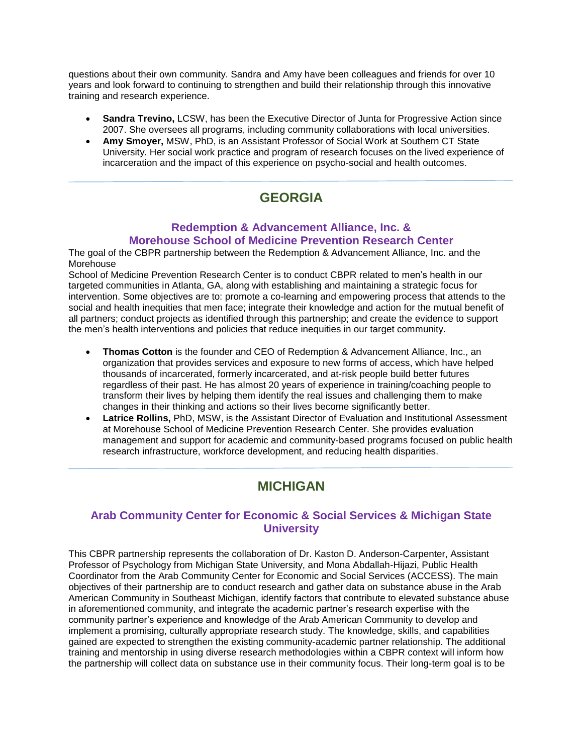questions about their own community. Sandra and Amy have been colleagues and friends for over 10 years and look forward to continuing to strengthen and build their relationship through this innovative training and research experience.

- **Sandra Trevino,** LCSW, has been the Executive Director of Junta for Progressive Action since 2007. She oversees all programs, including community collaborations with local universities.
- **Amy Smoyer,** MSW, PhD, is an Assistant Professor of Social Work at Southern CT State University. Her social work practice and program of research focuses on the lived experience of incarceration and the impact of this experience on psycho-social and health outcomes.

---

## GEORGIA

### Redemption & Advancement Alliance, Inc. & Morehouse School of Medicine Prevention Research Center

The goal of the CBPR partnership between the Redemption & Advancement Alliance, Inc. and the Morehouse School of Medicine Prevention Research Center is to conduct CBPR related to men's health in our targeted communities in Atlanta, GA, along with establishing and maintaining a strategic focus for intervention. Some objectives are to: promote a co-learning and empowering process that attends to the social and health inequities that men face; integrate their knowledge and action for the mutual benefit of all partners; conduct projects as identified through this partnership; and create the evidence to support the men's health interventions and policies that reduce inequities in our target community.

- **Thomas Cotton** is the founder and CEO of Redemption & Advancement Alliance, Inc., an organization that provides services and exposure to new forms of access, which have helped thousands of incarcerated, formerly incarcerated, and at-risk people build better futures regardless of their past. He has almost 20 years of experience in training/coaching people to transform their lives by helping them identify the real issues and challenging them to make changes in their thinking and actions so their lives become significantly better.
- **Latrice Rollins,** PhD, MSW, is the Assistant Director of Evaluation and Institutional Assessment at Morehouse School of Medicine Prevention Research Center. She provides evaluation management and support for academic and community-based programs focused on public health research infrastructure, workforce development, and reducing health disparities.

---

## MICHIGAN

### Arab Community Center for Economic & Social Services & Michigan State University

This CBPR partnership represents the collaboration of Dr. Kaston D. Anderson-Carpenter, Assistant Professor of Psychology from Michigan State University, and Mona Abdallah-Hijazi, Public Health Coordinator from the Arab Community Center for Economic and Social Services (ACCESS). The main objectives of their partnership are to conduct research and gather data on substance abuse in the Arab American Community in Southeast Michigan, identify factors that contribute to elevated substance abuse in aforementioned community, and integrate the academic partner's research expertise with the community partner's experience and knowledge of the Arab American Community to develop and implement a promising, culturally appropriate research study. The knowledge, skills, and capabilities gained are expected to strengthen the existing community-academic partner relationship. The additional training and mentorship in using diverse research methodologies within a CBPR context will inform how the partnership will collect data on substance use in their community focus. Their long-term goal is to be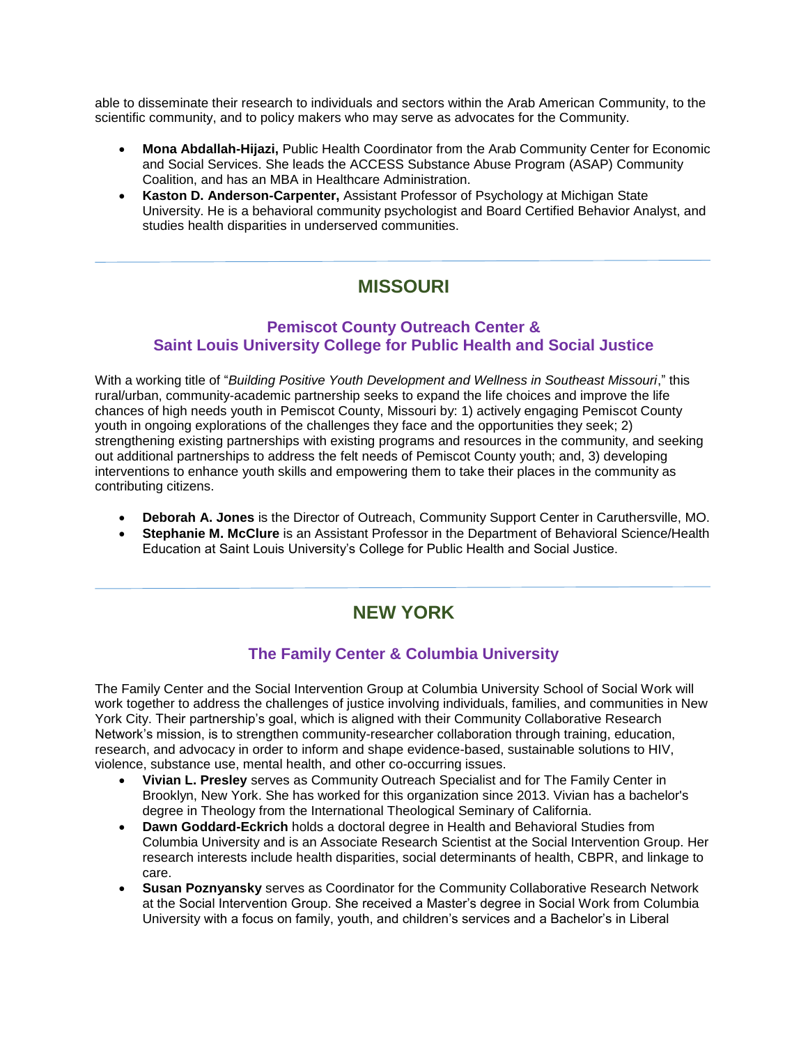able to disseminate their research to individuals and sectors within the Arab American Community, to the scientific community, and to policy makers who may serve as advocates for the Community.

- **Mona Abdallah-Hijazi,** Public Health Coordinator from the Arab Community Center for Economic and Social Services. She leads the ACCESS Substance Abuse Program (ASAP) Community Coalition, and has an MBA in Healthcare Administration.
- **Kaston D. Anderson-Carpenter,** Assistant Professor of Psychology at Michigan State University. He is a behavioral community psychologist and Board Certified Behavior Analyst, and studies health disparities in underserved communities.

---

## MISSOURI

### Pemiscot County Outreach Center & Saint Louis University College for Public Health and Social Justice

With a working title of "*Building Positive Youth Development and Wellness in Southeast Missouri*," this rural/urban, community-academic partnership seeks to expand the life choices and improve the life chances of high needs youth in Pemiscot County, Missouri by: 1) actively engaging Pemiscot County youth in ongoing explorations of the challenges they face and the opportunities they seek; 2) strengthening existing partnerships with existing programs and resources in the community, and seeking out additional partnerships to address the felt needs of Pemiscot County youth; and, 3) developing interventions to enhance youth skills and empowering them to take their places in the community as contributing citizens.

- **Deborah A. Jones** is the Director of Outreach, Community Support Center in Caruthersville, MO.
- **Stephanie M. McClure** is an Assistant Professor in the Department of Behavioral Science/Health Education at Saint Louis University's College for Public Health and Social Justice.

---

## NEW YORK

### The Family Center & Columbia University

The Family Center and the Social Intervention Group at Columbia University School of Social Work will work together to address the challenges of justice involving individuals, families, and communities in New York City. Their partnership's goal, which is aligned with their Community Collaborative Research Network's mission, is to strengthen community-researcher collaboration through training, education, research, and advocacy in order to inform and shape evidence-based, sustainable solutions to HIV, violence, substance use, mental health, and other co-occurring issues.

- **Vivian L. Presley** serves as Community Outreach Specialist and for The Family Center in Brooklyn, New York. She has worked for this organization since 2013. Vivian has a bachelor's degree in Theology from the International Theological Seminary of California.
- **Dawn Goddard-Eckrich** holds a doctoral degree in Health and Behavioral Studies from Columbia University and is an Associate Research Scientist at the Social Intervention Group. Her research interests include health disparities, social determinants of health, CBPR, and linkage to care.
- **Susan Poznyansky** serves as Coordinator for the Community Collaborative Research Network at the Social Intervention Group. She received a Master's degree in Social Work from Columbia University with a focus on family, youth, and children's services and a Bachelor's in Liberal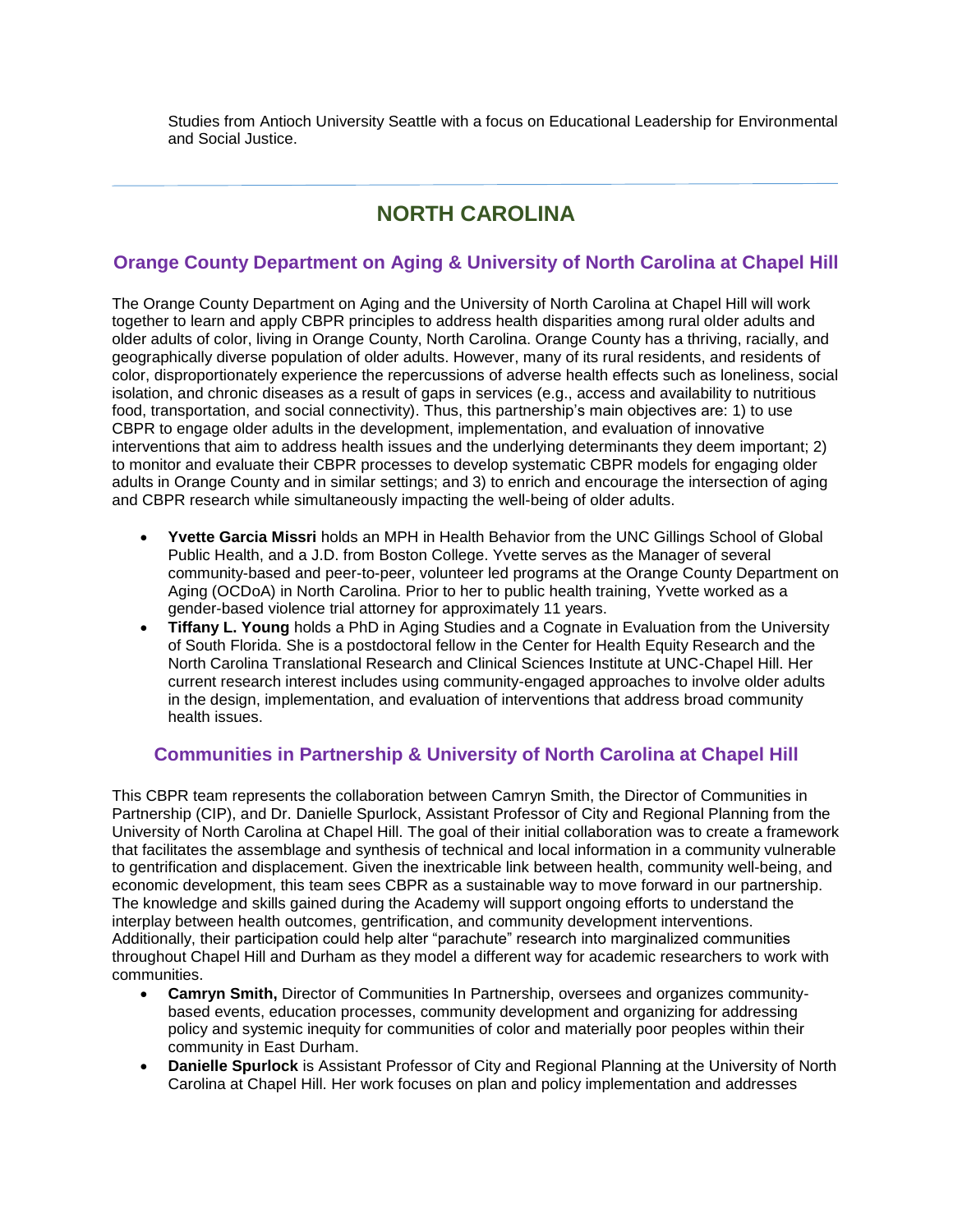Studies from Antioch University Seattle with a focus on Educational Leadership for Environmental and Social Justice.

---

# NORTH CAROLINA

## Orange County Department on Aging & University of North Carolina at Chapel Hill

The Orange County Department on Aging and the University of North Carolina at Chapel Hill will work together to learn and apply CBPR principles to address health disparities among rural older adults and older adults of color, living in Orange County, North Carolina. Orange County has a thriving, racially, and geographically diverse population of older adults. However, many of its rural residents, and residents of color, disproportionately experience the repercussions of adverse health effects such as loneliness, social isolation, and chronic diseases as a result of gaps in services (e.g., access and availability to nutritious food, transportation, and social connectivity). Thus, this partnership's main objectives are: 1) to use CBPR to engage older adults in the development, implementation, and evaluation of innovative interventions that aim to address health issues and the underlying determinants they deem important; 2) to monitor and evaluate their CBPR processes to develop systematic CBPR models for engaging older adults in Orange County and in similar settings; and 3) to enrich and encourage the intersection of aging and CBPR research while simultaneously impacting the well-being of older adults.

- **Yvette Garcia Missri** holds an MPH in Health Behavior from the UNC Gillings School of Global Public Health, and a J.D. from Boston College. Yvette serves as the Manager of several community-based and peer-to-peer, volunteer led programs at the Orange County Department on Aging (OCDoA) in North Carolina. Prior to her to public health training, Yvette worked as a gender-based violence trial attorney for approximately 11 years.
- **Tiffany L. Young** holds a PhD in Aging Studies and a Cognate in Evaluation from the University of South Florida. She is a postdoctoral fellow in the Center for Health Equity Research and the North Carolina Translational Research and Clinical Sciences Institute at UNC-Chapel Hill. Her current research interest includes using community-engaged approaches to involve older adults in the design, implementation, and evaluation of interventions that address broad community health issues.

## Communities in Partnership & University of North Carolina at Chapel Hill

This CBPR team represents the collaboration between Camryn Smith, the Director of Communities in Partnership (CIP), and Dr. Danielle Spurlock, Assistant Professor of City and Regional Planning from the University of North Carolina at Chapel Hill. The goal of their initial collaboration was to create a framework that facilitates the assemblage and synthesis of technical and local information in a community vulnerable to gentrification and displacement. Given the inextricable link between health, community well-being, and economic development, this team sees CBPR as a sustainable way to move forward in our partnership. The knowledge and skills gained during the Academy will support ongoing efforts to understand the interplay between health outcomes, gentrification, and community development interventions. Additionally, their participation could help alter "parachute" research into marginalized communities throughout Chapel Hill and Durham as they model a different way for academic researchers to work with communities.

- **Camryn Smith,** Director of Communities In Partnership, oversees and organizes community-based events, education processes, community development and organizing for addressing policy and systemic inequity for communities of color and materially poor peoples within their community in East Durham.
- **Danielle Spurlock** is Assistant Professor of City and Regional Planning at the University of North Carolina at Chapel Hill. Her work focuses on plan and policy implementation and addresses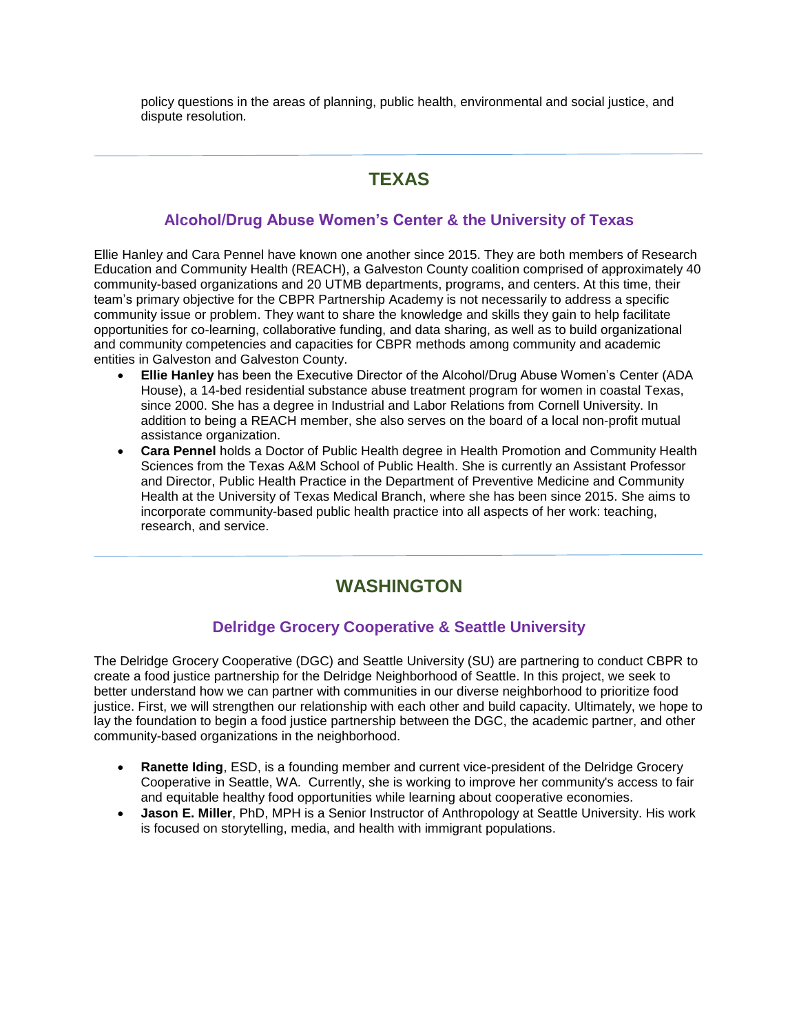policy questions in the areas of planning, public health, environmental and social justice, and dispute resolution.

---

## TEXAS

### Alcohol/Drug Abuse Women's Center & the University of Texas

Ellie Hanley and Cara Pennel have known one another since 2015. They are both members of Research Education and Community Health (REACH), a Galveston County coalition comprised of approximately 40 community-based organizations and 20 UTMB departments, programs, and centers. At this time, their team's primary objective for the CBPR Partnership Academy is not necessarily to address a specific community issue or problem. They want to share the knowledge and skills they gain to help facilitate opportunities for co-learning, collaborative funding, and data sharing, as well as to build organizational and community competencies and capacities for CBPR methods among community and academic entities in Galveston and Galveston County.

- **Ellie Hanley** has been the Executive Director of the Alcohol/Drug Abuse Women's Center (ADA House), a 14-bed residential substance abuse treatment program for women in coastal Texas, since 2000. She has a degree in Industrial and Labor Relations from Cornell University. In addition to being a REACH member, she also serves on the board of a local non-profit mutual assistance organization.
- **Cara Pennel** holds a Doctor of Public Health degree in Health Promotion and Community Health Sciences from the Texas A&M School of Public Health. She is currently an Assistant Professor and Director, Public Health Practice in the Department of Preventive Medicine and Community Health at the University of Texas Medical Branch, where she has been since 2015. She aims to incorporate community-based public health practice into all aspects of her work: teaching, research, and service.

---

## WASHINGTON

### Delridge Grocery Cooperative & Seattle University

The Delridge Grocery Cooperative (DGC) and Seattle University (SU) are partnering to conduct CBPR to create a food justice partnership for the Delridge Neighborhood of Seattle. In this project, we seek to better understand how we can partner with communities in our diverse neighborhood to prioritize food justice. First, we will strengthen our relationship with each other and build capacity. Ultimately, we hope to lay the foundation to begin a food justice partnership between the DGC, the academic partner, and other community-based organizations in the neighborhood.

- **Ranette Iding**, ESD, is a founding member and current vice-president of the Delridge Grocery Cooperative in Seattle, WA. Currently, she is working to improve her community's access to fair and equitable healthy food opportunities while learning about cooperative economies.
- **Jason E. Miller**, PhD, MPH is a Senior Instructor of Anthropology at Seattle University. His work is focused on storytelling, media, and health with immigrant populations.